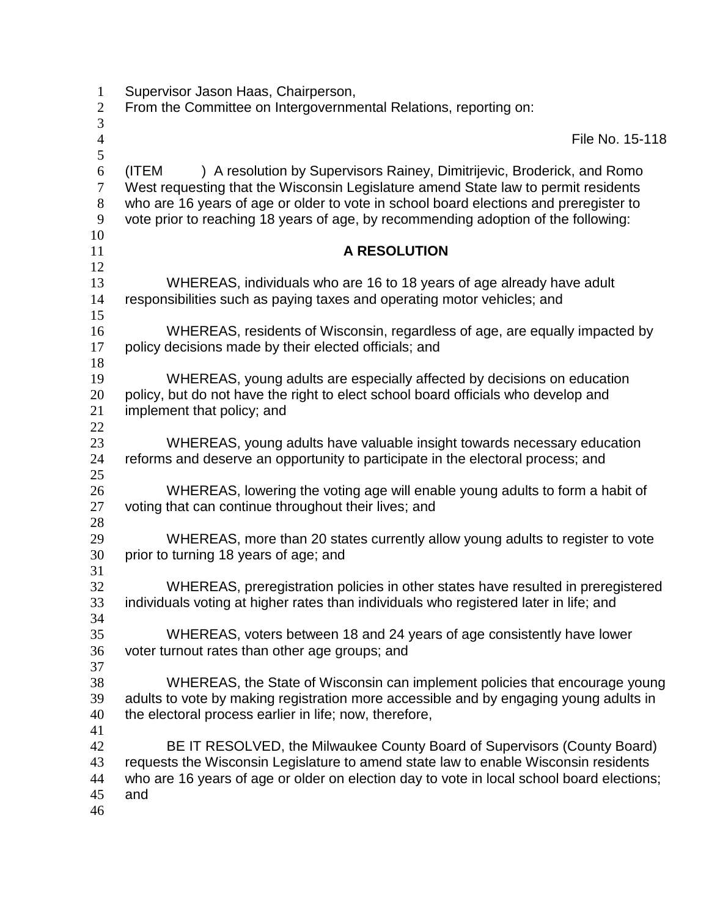Supervisor Jason Haas, Chairperson,
From the Committee on Intergovernmental Relations, reporting on:

File No. 15-118

(ITEM ) A resolution by Supervisors Rainey, Dimitrijevic, Broderick, and Romo West requesting that the Wisconsin Legislature amend State law to permit residents who are 16 years of age or older to vote in school board elections and preregister to vote prior to reaching 18 years of age, by recommending adoption of the following:

**A RESOLUTION**

WHEREAS, individuals who are 16 to 18 years of age already have adult responsibilities such as paying taxes and operating motor vehicles; and

WHEREAS, residents of Wisconsin, regardless of age, are equally impacted by policy decisions made by their elected officials; and

WHEREAS, young adults are especially affected by decisions on education policy, but do not have the right to elect school board officials who develop and implement that policy; and

WHEREAS, young adults have valuable insight towards necessary education reforms and deserve an opportunity to participate in the electoral process; and

WHEREAS, lowering the voting age will enable young adults to form a habit of voting that can continue throughout their lives; and

WHEREAS, more than 20 states currently allow young adults to register to vote prior to turning 18 years of age; and

WHEREAS, preregistration policies in other states have resulted in preregistered individuals voting at higher rates than individuals who registered later in life; and

WHEREAS, voters between 18 and 24 years of age consistently have lower voter turnout rates than other age groups; and

WHEREAS, the State of Wisconsin can implement policies that encourage young adults to vote by making registration more accessible and by engaging young adults in the electoral process earlier in life; now, therefore,

BE IT RESOLVED, the Milwaukee County Board of Supervisors (County Board) requests the Wisconsin Legislature to amend state law to enable Wisconsin residents who are 16 years of age or older on election day to vote in local school board elections; and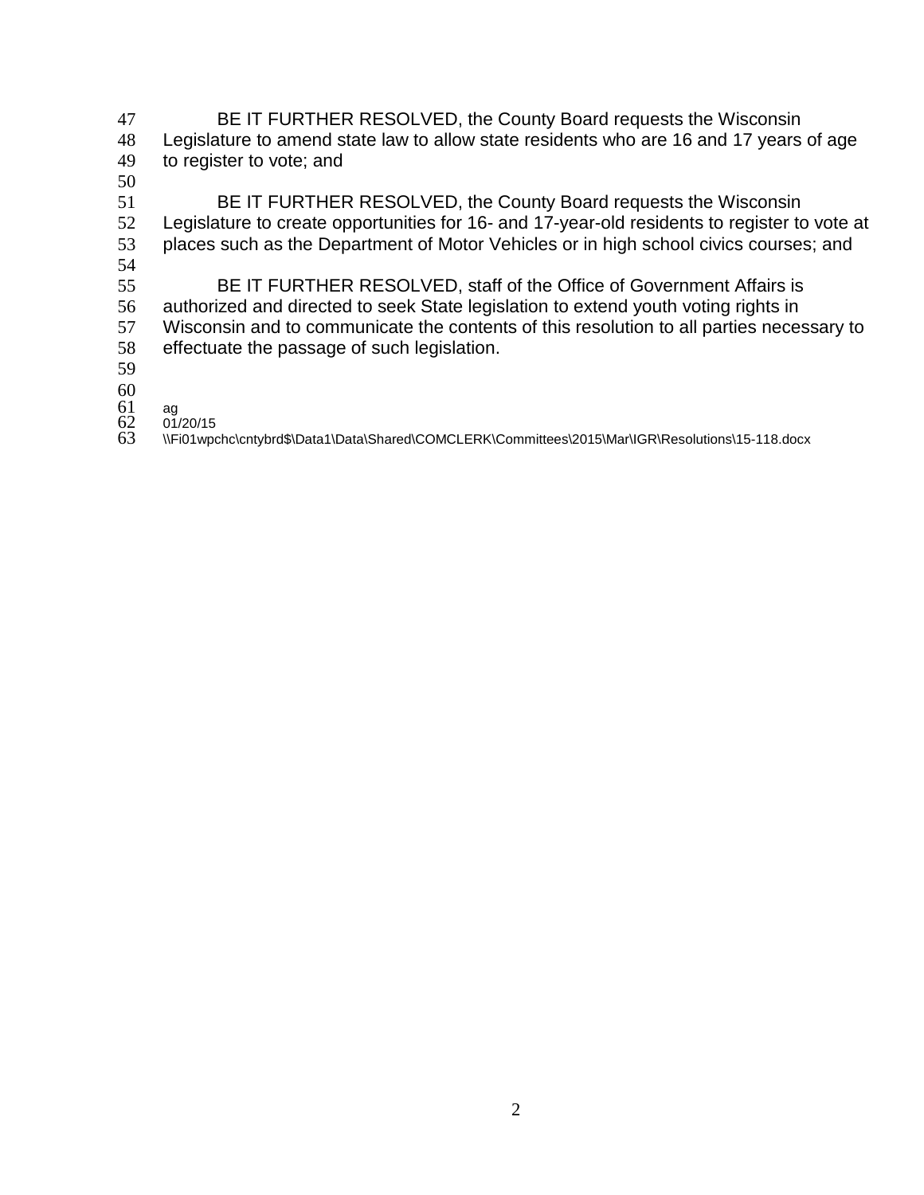BE IT FURTHER RESOLVED, the County Board requests the Wisconsin Legislature to amend state law to allow state residents who are 16 and 17 years of age to register to vote; and

BE IT FURTHER RESOLVED, the County Board requests the Wisconsin Legislature to create opportunities for 16- and 17-year-old residents to register to vote at places such as the Department of Motor Vehicles or in high school civics courses; and

BE IT FURTHER RESOLVED, staff of the Office of Government Affairs is authorized and directed to seek State legislation to extend youth voting rights in Wisconsin and to communicate the contents of this resolution to all parties necessary to effectuate the passage of such legislation.

ag
01/20/15
\\Fi01wpchc\cntybrd$\Data1\Data\Shared\COMCLERK\Committees\2015\Mar\IGR\Resolutions\15-118.docx